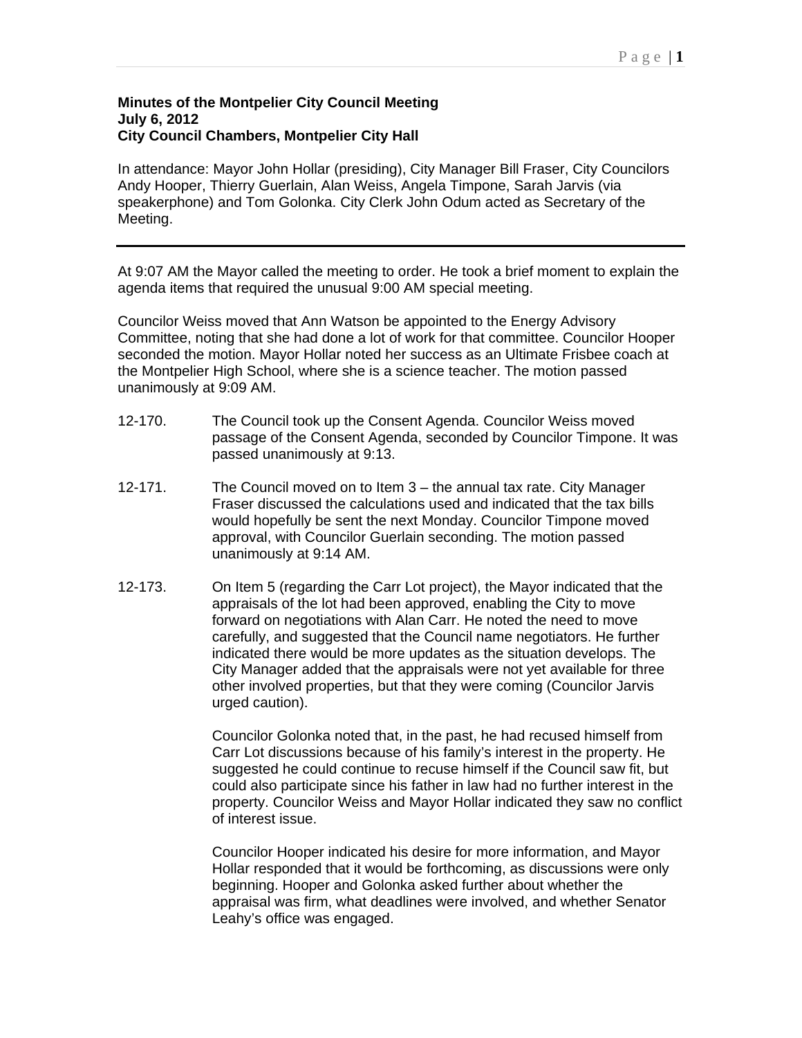**Minutes of the Montpelier City Council Meeting**
**July 6, 2012**
**City Council Chambers, Montpelier City Hall**

In attendance: Mayor John Hollar (presiding), City Manager Bill Fraser, City Councilors Andy Hooper, Thierry Guerlain, Alan Weiss, Angela Timpone, Sarah Jarvis (via speakerphone) and Tom Golonka. City Clerk John Odum acted as Secretary of the Meeting.

---

At 9:07 AM the Mayor called the meeting to order. He took a brief moment to explain the agenda items that required the unusual 9:00 AM special meeting.

Councilor Weiss moved that Ann Watson be appointed to the Energy Advisory Committee, noting that she had done a lot of work for that committee. Councilor Hooper seconded the motion. Mayor Hollar noted her success as an Ultimate Frisbee coach at the Montpelier High School, where she is a science teacher. The motion passed unanimously at 9:09 AM.

12-170. The Council took up the Consent Agenda. Councilor Weiss moved passage of the Consent Agenda, seconded by Councilor Timpone. It was passed unanimously at 9:13.

12-171. The Council moved on to Item 3 – the annual tax rate. City Manager Fraser discussed the calculations used and indicated that the tax bills would hopefully be sent the next Monday. Councilor Timpone moved approval, with Councilor Guerlain seconding. The motion passed unanimously at 9:14 AM.

12-173. On Item 5 (regarding the Carr Lot project), the Mayor indicated that the appraisals of the lot had been approved, enabling the City to move forward on negotiations with Alan Carr. He noted the need to move carefully, and suggested that the Council name negotiators. He further indicated there would be more updates as the situation develops. The City Manager added that the appraisals were not yet available for three other involved properties, but that they were coming (Councilor Jarvis urged caution).

Councilor Golonka noted that, in the past, he had recused himself from Carr Lot discussions because of his family's interest in the property. He suggested he could continue to recuse himself if the Council saw fit, but could also participate since his father in law had no further interest in the property. Councilor Weiss and Mayor Hollar indicated they saw no conflict of interest issue.

Councilor Hooper indicated his desire for more information, and Mayor Hollar responded that it would be forthcoming, as discussions were only beginning. Hooper and Golonka asked further about whether the appraisal was firm, what deadlines were involved, and whether Senator Leahy's office was engaged.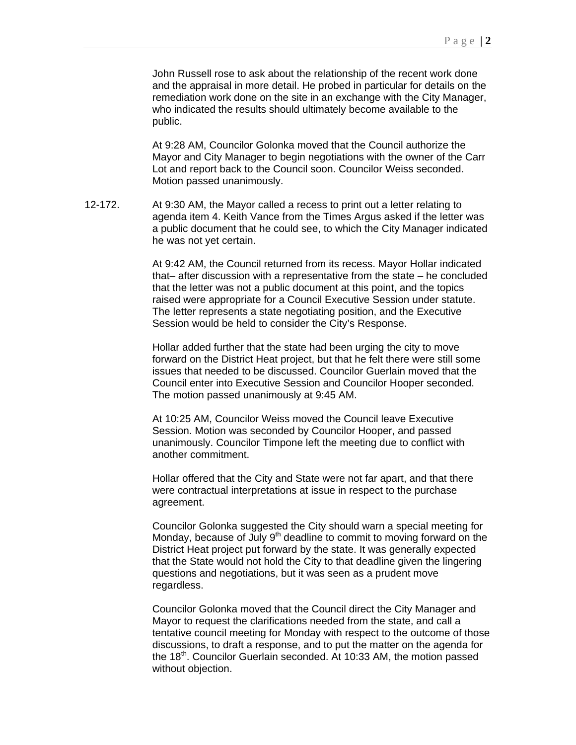John Russell rose to ask about the relationship of the recent work done and the appraisal in more detail. He probed in particular for details on the remediation work done on the site in an exchange with the City Manager, who indicated the results should ultimately become available to the public.

At 9:28 AM, Councilor Golonka moved that the Council authorize the Mayor and City Manager to begin negotiations with the owner of the Carr Lot and report back to the Council soon. Councilor Weiss seconded. Motion passed unanimously.

12-172. At 9:30 AM, the Mayor called a recess to print out a letter relating to agenda item 4. Keith Vance from the Times Argus asked if the letter was a public document that he could see, to which the City Manager indicated he was not yet certain.

At 9:42 AM, the Council returned from its recess. Mayor Hollar indicated that– after discussion with a representative from the state – he concluded that the letter was not a public document at this point, and the topics raised were appropriate for a Council Executive Session under statute. The letter represents a state negotiating position, and the Executive Session would be held to consider the City's Response.

Hollar added further that the state had been urging the city to move forward on the District Heat project, but that he felt there were still some issues that needed to be discussed. Councilor Guerlain moved that the Council enter into Executive Session and Councilor Hooper seconded. The motion passed unanimously at 9:45 AM.

At 10:25 AM, Councilor Weiss moved the Council leave Executive Session. Motion was seconded by Councilor Hooper, and passed unanimously. Councilor Timpone left the meeting due to conflict with another commitment.

Hollar offered that the City and State were not far apart, and that there were contractual interpretations at issue in respect to the purchase agreement.

Councilor Golonka suggested the City should warn a special meeting for Monday, because of July 9th deadline to commit to moving forward on the District Heat project put forward by the state. It was generally expected that the State would not hold the City to that deadline given the lingering questions and negotiations, but it was seen as a prudent move regardless.

Councilor Golonka moved that the Council direct the City Manager and Mayor to request the clarifications needed from the state, and call a tentative council meeting for Monday with respect to the outcome of those discussions, to draft a response, and to put the matter on the agenda for the 18th. Councilor Guerlain seconded. At 10:33 AM, the motion passed without objection.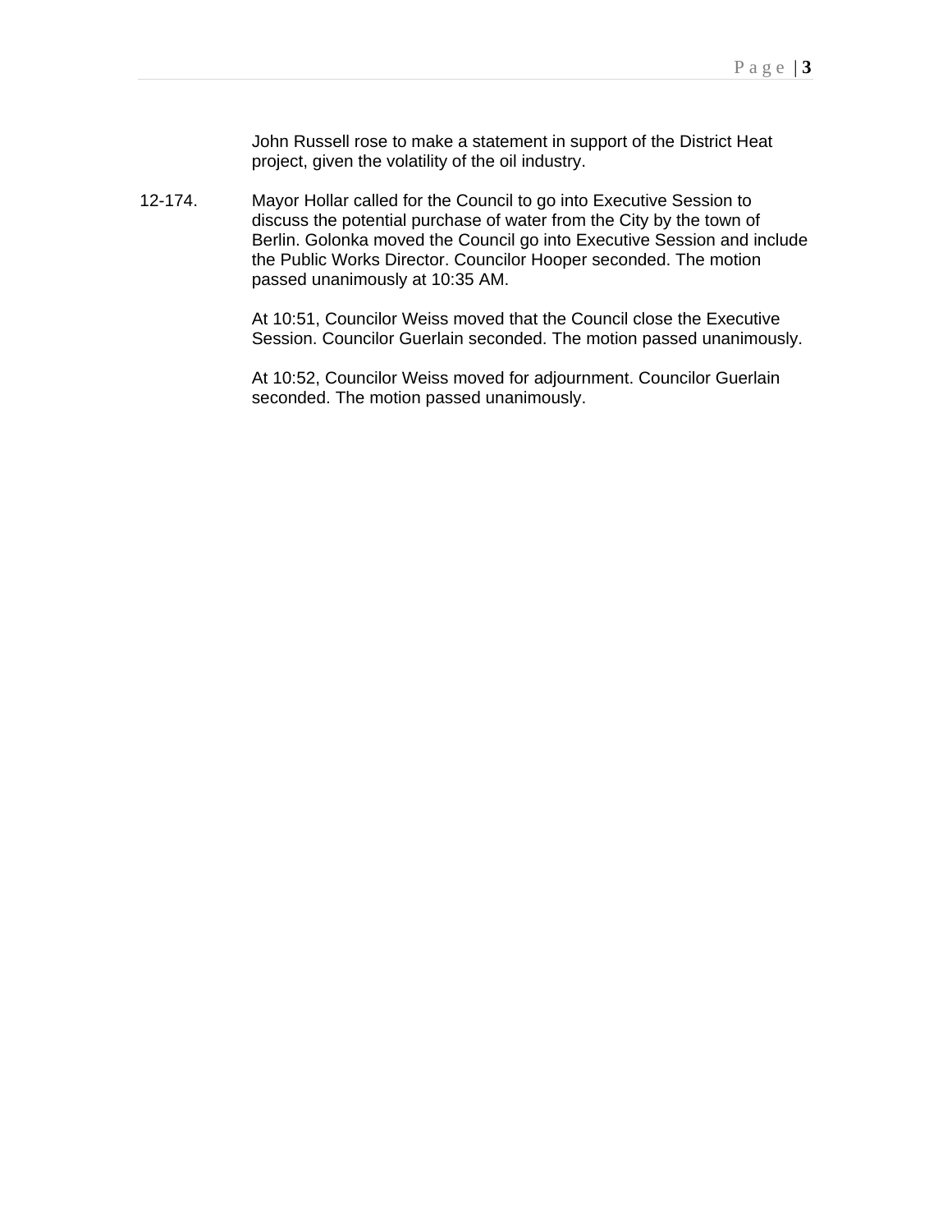John Russell rose to make a statement in support of the District Heat project, given the volatility of the oil industry.

12-174. Mayor Hollar called for the Council to go into Executive Session to discuss the potential purchase of water from the City by the town of Berlin. Golonka moved the Council go into Executive Session and include the Public Works Director. Councilor Hooper seconded. The motion passed unanimously at 10:35 AM.

At 10:51, Councilor Weiss moved that the Council close the Executive Session. Councilor Guerlain seconded. The motion passed unanimously.

At 10:52, Councilor Weiss moved for adjournment. Councilor Guerlain seconded. The motion passed unanimously.